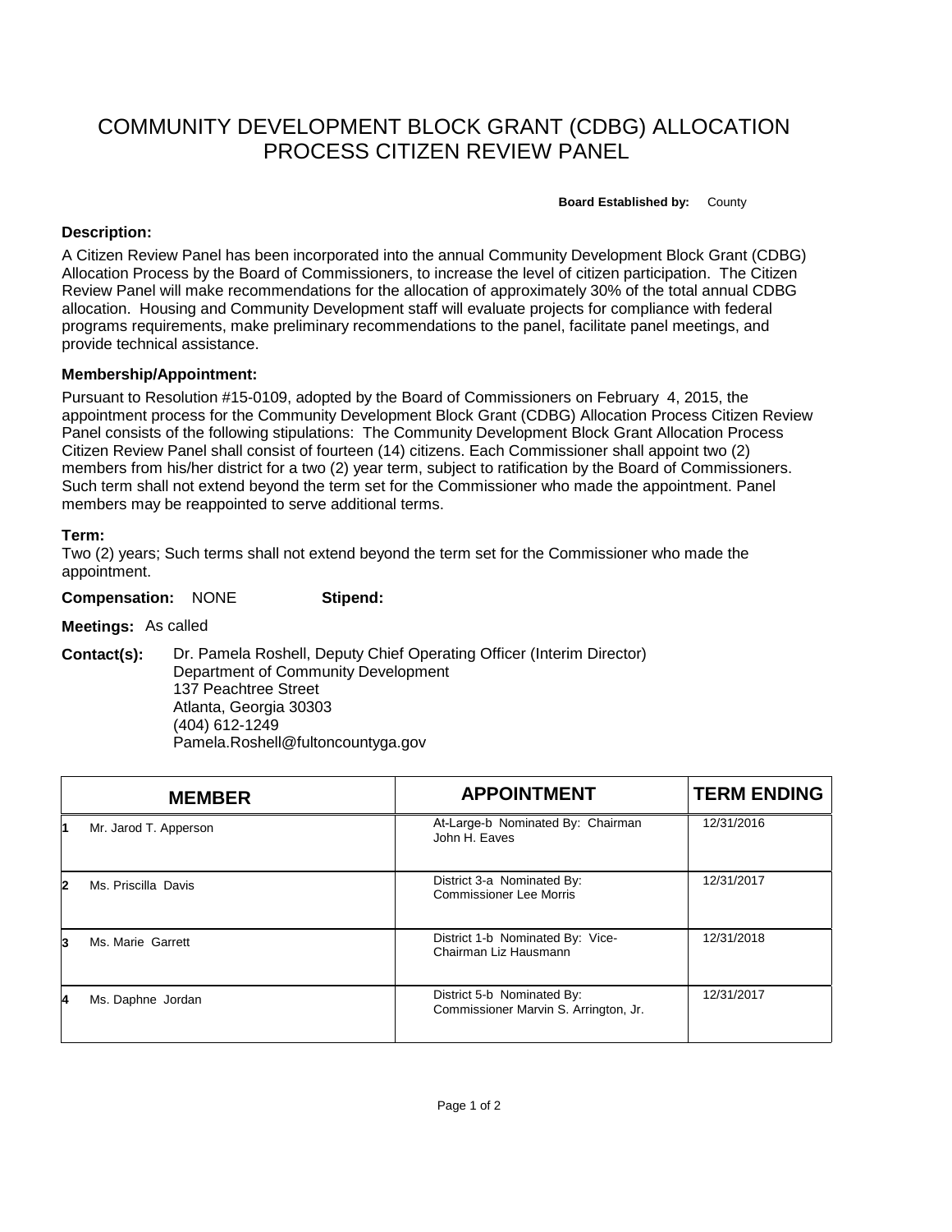# COMMUNITY DEVELOPMENT BLOCK GRANT (CDBG) ALLOCATION PROCESS CITIZEN REVIEW PANEL

**Board Established by:** County

### Description:

A Citizen Review Panel has been incorporated into the annual Community Development Block Grant (CDBG) Allocation Process by the Board of Commissioners, to increase the level of citizen participation. The Citizen Review Panel will make recommendations for the allocation of approximately 30% of the total annual CDBG allocation. Housing and Community Development staff will evaluate projects for compliance with federal programs requirements, make preliminary recommendations to the panel, facilitate panel meetings, and provide technical assistance.

### Membership/Appointment:

Pursuant to Resolution #15-0109, adopted by the Board of Commissioners on February 4, 2015, the appointment process for the Community Development Block Grant (CDBG) Allocation Process Citizen Review Panel consists of the following stipulations: The Community Development Block Grant Allocation Process Citizen Review Panel shall consist of fourteen (14) citizens. Each Commissioner shall appoint two (2) members from his/her district for a two (2) year term, subject to ratification by the Board of Commissioners. Such term shall not extend beyond the term set for the Commissioner who made the appointment. Panel members may be reappointed to serve additional terms.

### Term:

Two (2) years; Such terms shall not extend beyond the term set for the Commissioner who made the appointment.

**Compensation:** NONE **Stipend:**

**Meetings:** As called

**Contact(s):** Dr. Pamela Roshell, Deputy Chief Operating Officer (Interim Director)
Department of Community Development
137 Peachtree Street
Atlanta, Georgia 30303
(404) 612-1249
Pamela.Roshell@fultoncountyga.gov

| | MEMBER | APPOINTMENT | TERM ENDING |
|---|---|---|---|
| 1 | Mr. Jarod T. Apperson | At-Large-b Nominated By: Chairman John H. Eaves | 12/31/2016 |
| 2 | Ms. Priscilla Davis | District 3-a Nominated By: Commissioner Lee Morris | 12/31/2017 |
| 3 | Ms. Marie Garrett | District 1-b Nominated By: Vice-Chairman Liz Hausmann | 12/31/2018 |
| 4 | Ms. Daphne Jordan | District 5-b Nominated By: Commissioner Marvin S. Arrington, Jr. | 12/31/2017 |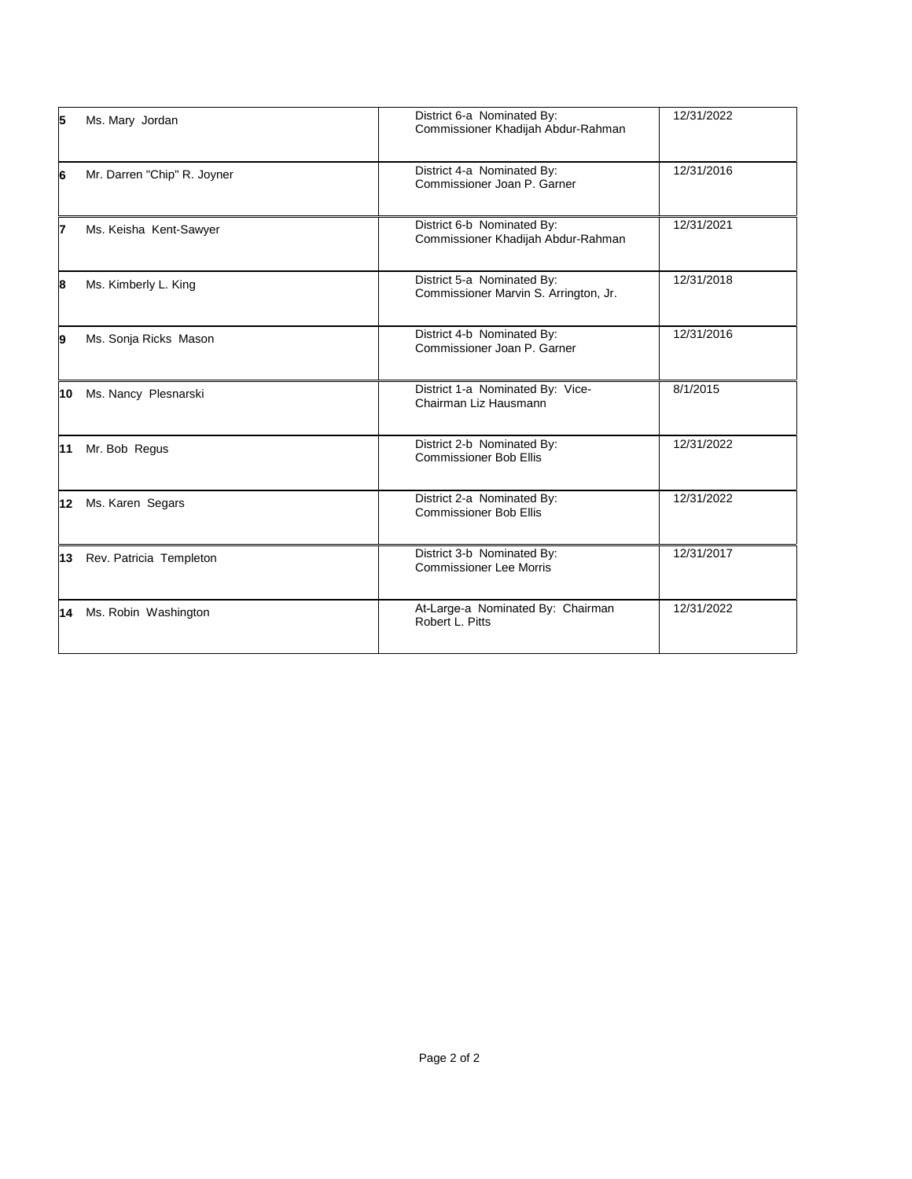| | | | |
|---|---|---|---|
| **5** | Ms. Mary Jordan | District 6-a Nominated By: Commissioner Khadijah Abdur-Rahman | 12/31/2022 |
| **6** | Mr. Darren "Chip" R. Joyner | District 4-a Nominated By: Commissioner Joan P. Garner | 12/31/2016 |
| **7** | Ms. Keisha Kent-Sawyer | District 6-b Nominated By: Commissioner Khadijah Abdur-Rahman | 12/31/2021 |
| **8** | Ms. Kimberly L. King | District 5-a Nominated By: Commissioner Marvin S. Arrington, Jr. | 12/31/2018 |
| **9** | Ms. Sonja Ricks Mason | District 4-b Nominated By: Commissioner Joan P. Garner | 12/31/2016 |
| **10** | Ms. Nancy Plesnarski | District 1-a Nominated By: Vice-Chairman Liz Hausmann | 8/1/2015 |
| **11** | Mr. Bob Regus | District 2-b Nominated By: Commissioner Bob Ellis | 12/31/2022 |
| **12** | Ms. Karen Segars | District 2-a Nominated By: Commissioner Bob Ellis | 12/31/2022 |
| **13** | Rev. Patricia Templeton | District 3-b Nominated By: Commissioner Lee Morris | 12/31/2017 |
| **14** | Ms. Robin Washington | At-Large-a Nominated By: Chairman Robert L. Pitts | 12/31/2022 |